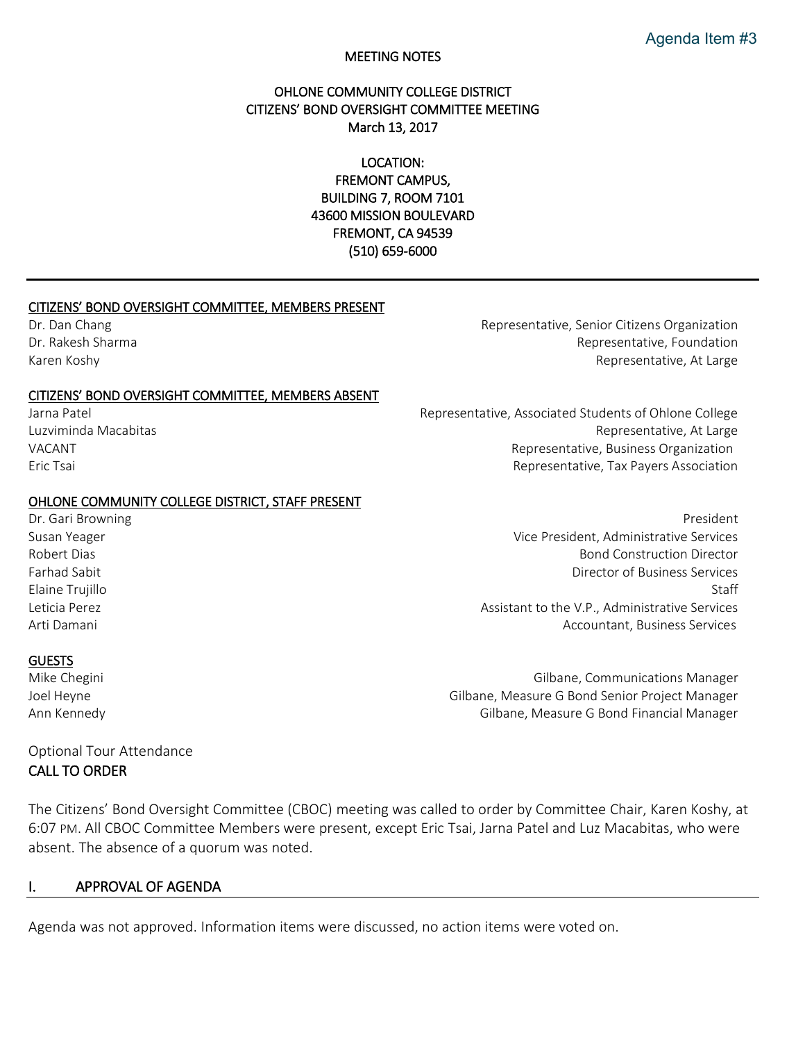Agenda Item #3

MEETING NOTES

# OHLONE COMMUNITY COLLEGE DISTRICT
# CITIZENS' BOND OVERSIGHT COMMITTEE MEETING
March 13, 2017

LOCATION:
FREMONT CAMPUS,
BUILDING 7, ROOM 7101
43600 MISSION BOULEVARD
FREMONT, CA 94539
(510) 659-6000

---

**CITIZENS' BOND OVERSIGHT COMMITTEE, MEMBERS PRESENT**

| | |
|---|---|
| Dr. Dan Chang | Representative, Senior Citizens Organization |
| Dr. Rakesh Sharma | Representative, Foundation |
| Karen Koshy | Representative, At Large |

**CITIZENS' BOND OVERSIGHT COMMITTEE, MEMBERS ABSENT**

| | |
|---|---|
| Jarna Patel | Representative, Associated Students of Ohlone College |
| Luzviminda Macabitas | Representative, At Large |
| VACANT | Representative, Business Organization |
| Eric Tsai | Representative, Tax Payers Association |

**OHLONE COMMUNITY COLLEGE DISTRICT, STAFF PRESENT**

| | |
|---|---|
| Dr. Gari Browning | President |
| Susan Yeager | Vice President, Administrative Services |
| Robert Dias | Bond Construction Director |
| Farhad Sabit | Director of Business Services |
| Elaine Trujillo | Staff |
| Leticia Perez | Assistant to the V.P., Administrative Services |
| Arti Damani | Accountant, Business Services |

**GUESTS**

| | |
|---|---|
| Mike Chegini | Gilbane, Communications Manager |
| Joel Heyne | Gilbane, Measure G Bond Senior Project Manager |
| Ann Kennedy | Gilbane, Measure G Bond Financial Manager |

Optional Tour Attendance

**CALL TO ORDER**

The Citizens' Bond Oversight Committee (CBOC) meeting was called to order by Committee Chair, Karen Koshy, at 6:07 PM. All CBOC Committee Members were present, except Eric Tsai, Jarna Patel and Luz Macabitas, who were absent. The absence of a quorum was noted.

## I. APPROVAL OF AGENDA

Agenda was not approved. Information items were discussed, no action items were voted on.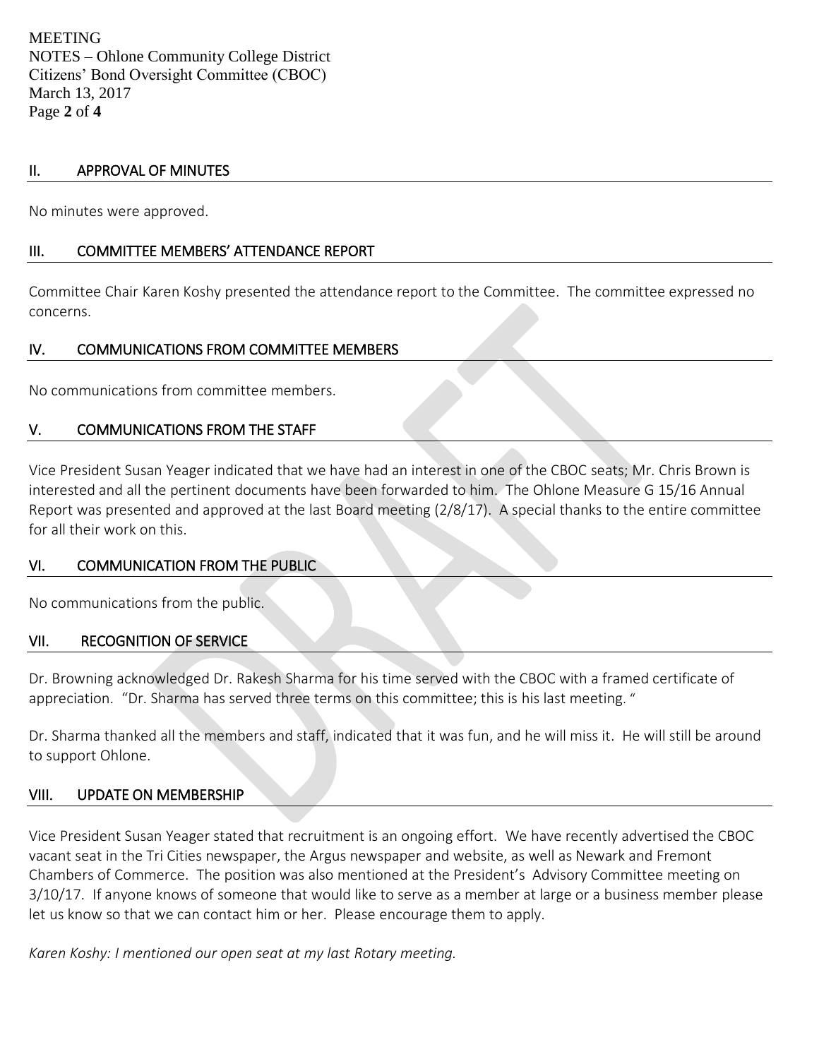## II. APPROVAL OF MINUTES

No minutes were approved.

## III. COMMITTEE MEMBERS' ATTENDANCE REPORT

Committee Chair Karen Koshy presented the attendance report to the Committee. The committee expressed no concerns.

## IV. COMMUNICATIONS FROM COMMITTEE MEMBERS

No communications from committee members.

## V. COMMUNICATIONS FROM THE STAFF

Vice President Susan Yeager indicated that we have had an interest in one of the CBOC seats; Mr. Chris Brown is interested and all the pertinent documents have been forwarded to him. The Ohlone Measure G 15/16 Annual Report was presented and approved at the last Board meeting (2/8/17). A special thanks to the entire committee for all their work on this.

## VI. COMMUNICATION FROM THE PUBLIC

No communications from the public.

## VII. RECOGNITION OF SERVICE

Dr. Browning acknowledged Dr. Rakesh Sharma for his time served with the CBOC with a framed certificate of appreciation. "Dr. Sharma has served three terms on this committee; this is his last meeting. "

Dr. Sharma thanked all the members and staff, indicated that it was fun, and he will miss it. He will still be around to support Ohlone.

## VIII. UPDATE ON MEMBERSHIP

Vice President Susan Yeager stated that recruitment is an ongoing effort. We have recently advertised the CBOC vacant seat in the Tri Cities newspaper, the Argus newspaper and website, as well as Newark and Fremont Chambers of Commerce. The position was also mentioned at the President's Advisory Committee meeting on 3/10/17. If anyone knows of someone that would like to serve as a member at large or a business member please let us know so that we can contact him or her. Please encourage them to apply.

*Karen Koshy: I mentioned our open seat at my last Rotary meeting.*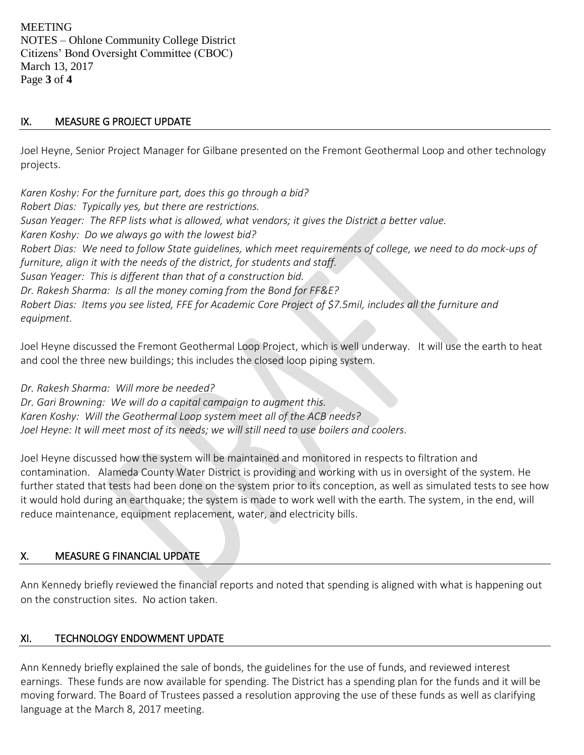## IX. MEASURE G PROJECT UPDATE

Joel Heyne, Senior Project Manager for Gilbane presented on the Fremont Geothermal Loop and other technology projects.

*Karen Koshy: For the furniture part, does this go through a bid?*
*Robert Dias: Typically yes, but there are restrictions.*
*Susan Yeager: The RFP lists what is allowed, what vendors; it gives the District a better value.*
*Karen Koshy: Do we always go with the lowest bid?*
*Robert Dias: We need to follow State guidelines, which meet requirements of college, we need to do mock-ups of furniture, align it with the needs of the district, for students and staff.*
*Susan Yeager: This is different than that of a construction bid.*
*Dr. Rakesh Sharma: Is all the money coming from the Bond for FF&E?*
*Robert Dias: Items you see listed, FFE for Academic Core Project of $7.5mil, includes all the furniture and equipment.*

Joel Heyne discussed the Fremont Geothermal Loop Project, which is well underway. It will use the earth to heat and cool the three new buildings; this includes the closed loop piping system.

*Dr. Rakesh Sharma: Will more be needed?*
*Dr. Gari Browning: We will do a capital campaign to augment this.*
*Karen Koshy: Will the Geothermal Loop system meet all of the ACB needs?*
*Joel Heyne: It will meet most of its needs; we will still need to use boilers and coolers.*

Joel Heyne discussed how the system will be maintained and monitored in respects to filtration and contamination. Alameda County Water District is providing and working with us in oversight of the system. He further stated that tests had been done on the system prior to its conception, as well as simulated tests to see how it would hold during an earthquake; the system is made to work well with the earth. The system, in the end, will reduce maintenance, equipment replacement, water, and electricity bills.

## X. MEASURE G FINANCIAL UPDATE

Ann Kennedy briefly reviewed the financial reports and noted that spending is aligned with what is happening out on the construction sites. No action taken.

## XI. TECHNOLOGY ENDOWMENT UPDATE

Ann Kennedy briefly explained the sale of bonds, the guidelines for the use of funds, and reviewed interest earnings. These funds are now available for spending. The District has a spending plan for the funds and it will be moving forward. The Board of Trustees passed a resolution approving the use of these funds as well as clarifying language at the March 8, 2017 meeting.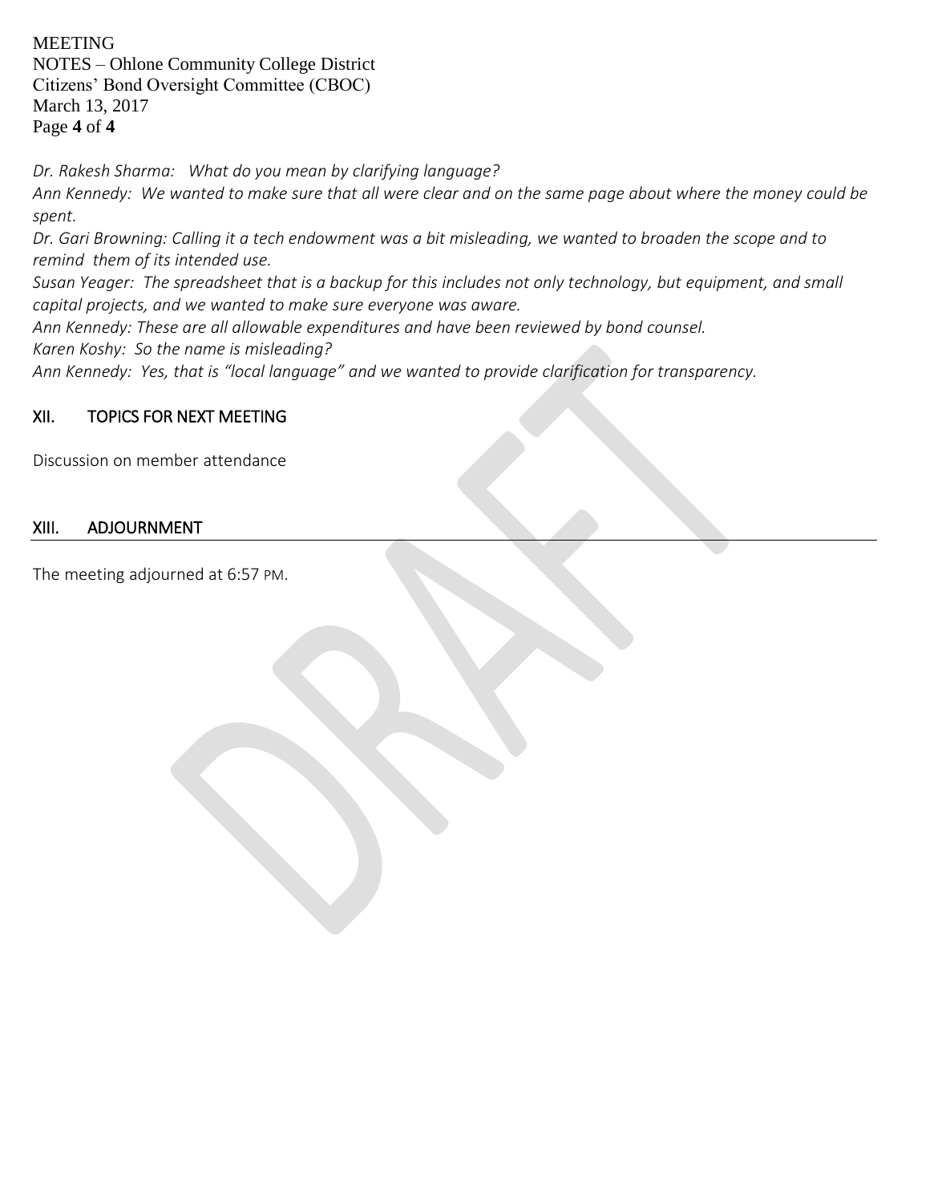*Dr. Rakesh Sharma: What do you mean by clarifying language?*
*Ann Kennedy: We wanted to make sure that all were clear and on the same page about where the money could be spent.*
*Dr. Gari Browning: Calling it a tech endowment was a bit misleading, we wanted to broaden the scope and to remind them of its intended use.*
*Susan Yeager: The spreadsheet that is a backup for this includes not only technology, but equipment, and small capital projects, and we wanted to make sure everyone was aware.*
*Ann Kennedy: These are all allowable expenditures and have been reviewed by bond counsel.*
*Karen Koshy: So the name is misleading?*
*Ann Kennedy: Yes, that is "local language" and we wanted to provide clarification for transparency.*

## XII. TOPICS FOR NEXT MEETING

Discussion on member attendance

## XIII. ADJOURNMENT

The meeting adjourned at 6:57 PM.